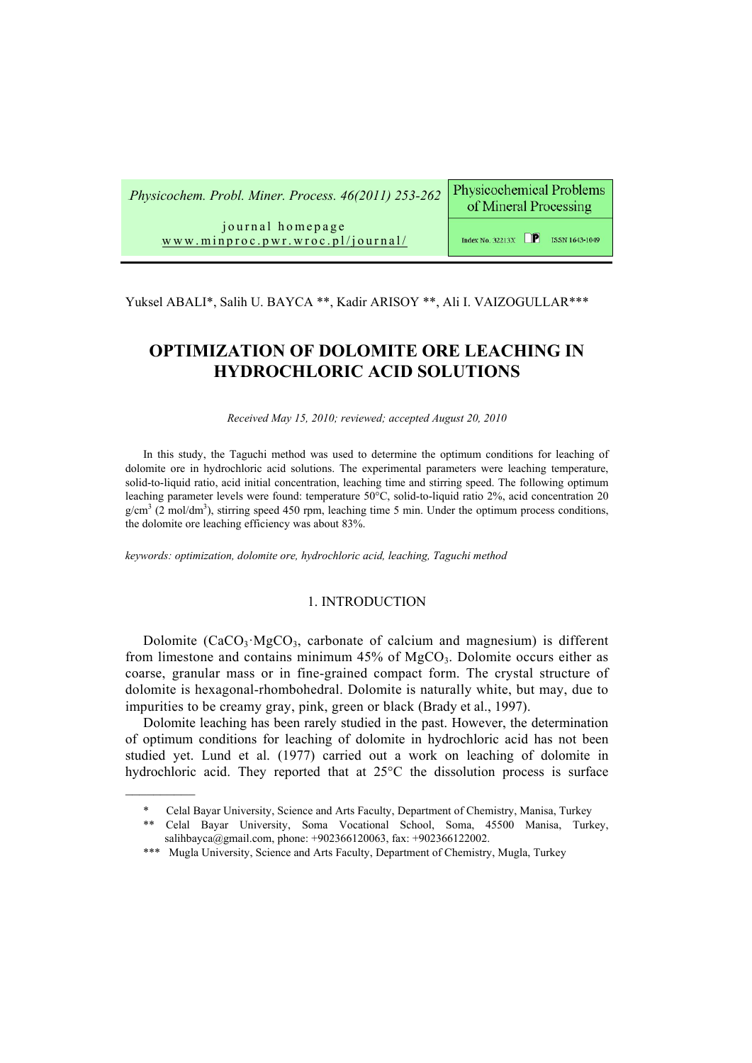Yuksel ABALI*, Salih U. BAYCA **, Kadir ARISOY **, Ali I. VAIZOGULLAR***

# OPTIMIZATION OF DOLOMITE ORE LEACHING IN HYDROCHLORIC ACID SOLUTIONS

*Received May 15, 2010; reviewed; accepted August 20, 2010*

In this study, the Taguchi method was used to determine the optimum conditions for leaching of dolomite ore in hydrochloric acid solutions. The experimental parameters were leaching temperature, solid-to-liquid ratio, acid initial concentration, leaching time and stirring speed. The following optimum leaching parameter levels were found: temperature 50°C, solid-to-liquid ratio 2%, acid concentration 20 g/cm$^3$ (2 mol/dm$^3$), stirring speed 450 rpm, leaching time 5 min. Under the optimum process conditions, the dolomite ore leaching efficiency was about 83%.

*keywords: optimization, dolomite ore, hydrochloric acid, leaching, Taguchi method*

## 1. INTRODUCTION

Dolomite ($CaCO_3 \cdot MgCO_3$, carbonate of calcium and magnesium) is different from limestone and contains minimum 45% of $MgCO_3$. Dolomite occurs either as coarse, granular mass or in fine-grained compact form. The crystal structure of dolomite is hexagonal-rhombohedral. Dolomite is naturally white, but may, due to impurities to be creamy gray, pink, green or black (Brady et al., 1997).

Dolomite leaching has been rarely studied in the past. However, the determination of optimum conditions for leaching of dolomite in hydrochloric acid has not been studied yet. Lund et al. (1977) carried out a work on leaching of dolomite in hydrochloric acid. They reported that at 25°C the dissolution process is surface

---

\* Celal Bayar University, Science and Arts Faculty, Department of Chemistry, Manisa, Turkey

\*\* Celal Bayar University, Soma Vocational School, Soma, 45500 Manisa, Turkey, salihbayca@gmail.com, phone: +902366120063, fax: +902366122002.

\*\*\* Mugla University, Science and Arts Faculty, Department of Chemistry, Mugla, Turkey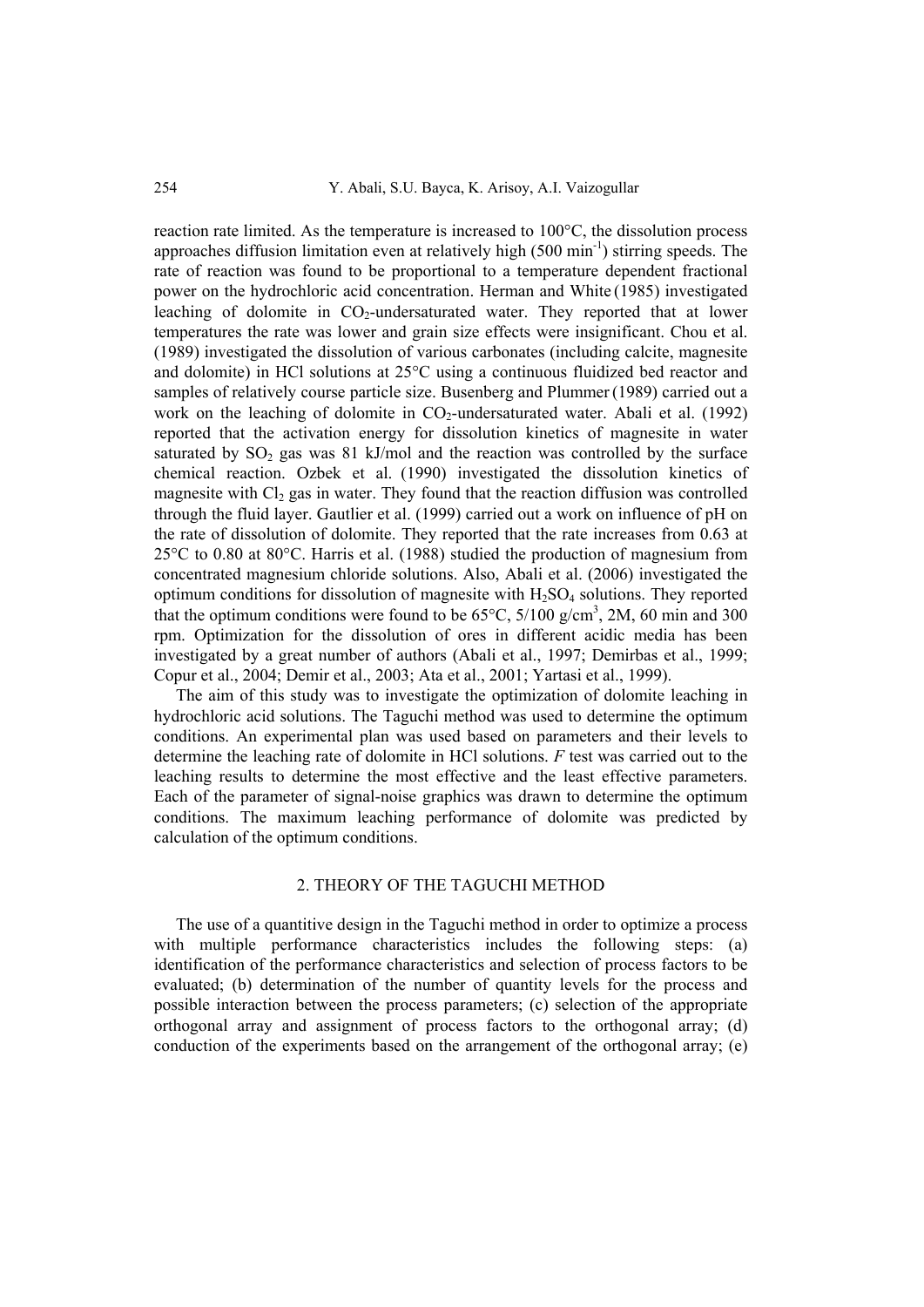reaction rate limited. As the temperature is increased to 100°C, the dissolution process approaches diffusion limitation even at relatively high (500 $min^{-1}$) stirring speeds. The rate of reaction was found to be proportional to a temperature dependent fractional power on the hydrochloric acid concentration. Herman and White (1985) investigated leaching of dolomite in $CO_2$-undersaturated water. They reported that at lower temperatures the rate was lower and grain size effects were insignificant. Chou et al. (1989) investigated the dissolution of various carbonates (including calcite, magnesite and dolomite) in HCl solutions at 25°C using a continuous fluidized bed reactor and samples of relatively course particle size. Busenberg and Plummer (1989) carried out a work on the leaching of dolomite in $CO_2$-undersaturated water. Abali et al. (1992) reported that the activation energy for dissolution kinetics of magnesite in water saturated by $SO_2$ gas was 81 kJ/mol and the reaction was controlled by the surface chemical reaction. Ozbek et al. (1990) investigated the dissolution kinetics of magnesite with $Cl_2$ gas in water. They found that the reaction diffusion was controlled through the fluid layer. Gautlier et al. (1999) carried out a work on influence of pH on the rate of dissolution of dolomite. They reported that the rate increases from 0.63 at 25°C to 0.80 at 80°C. Harris et al. (1988) studied the production of magnesium from concentrated magnesium chloride solutions. Also, Abali et al. (2006) investigated the optimum conditions for dissolution of magnesite with $H_2SO_4$ solutions. They reported that the optimum conditions were found to be 65°C, 5/100 $g/cm^3$, 2M, 60 min and 300 rpm. Optimization for the dissolution of ores in different acidic media has been investigated by a great number of authors (Abali et al., 1997; Demirbas et al., 1999; Copur et al., 2004; Demir et al., 2003; Ata et al., 2001; Yartasi et al., 1999).

The aim of this study was to investigate the optimization of dolomite leaching in hydrochloric acid solutions. The Taguchi method was used to determine the optimum conditions. An experimental plan was used based on parameters and their levels to determine the leaching rate of dolomite in HCl solutions. *F* test was carried out to the leaching results to determine the most effective and the least effective parameters. Each of the parameter of signal-noise graphics was drawn to determine the optimum conditions. The maximum leaching performance of dolomite was predicted by calculation of the optimum conditions.

## 2. THEORY OF THE TAGUCHI METHOD

The use of a quantitive design in the Taguchi method in order to optimize a process with multiple performance characteristics includes the following steps: (a) identification of the performance characteristics and selection of process factors to be evaluated; (b) determination of the number of quantity levels for the process and possible interaction between the process parameters; (c) selection of the appropriate orthogonal array and assignment of process factors to the orthogonal array; (d) conduction of the experiments based on the arrangement of the orthogonal array; (e)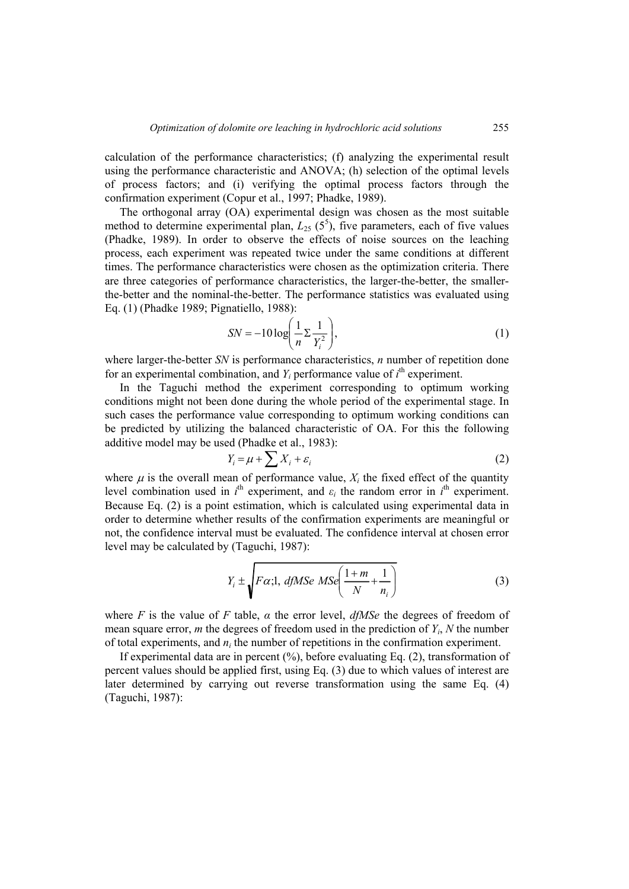calculation of the performance characteristics; (f) analyzing the experimental result using the performance characteristic and ANOVA; (h) selection of the optimal levels of process factors; and (i) verifying the optimal process factors through the confirmation experiment (Copur et al., 1997; Phadke, 1989).

The orthogonal array (OA) experimental design was chosen as the most suitable method to determine experimental plan, $L_{25}$ ($5^5$), five parameters, each of five values (Phadke, 1989). In order to observe the effects of noise sources on the leaching process, each experiment was repeated twice under the same conditions at different times. The performance characteristics were chosen as the optimization criteria. There are three categories of performance characteristics, the larger-the-better, the smaller-the-better and the nominal-the-better. The performance statistics was evaluated using Eq. (1) (Phadke 1989; Pignatiello, 1988):

$$SN = -10\log\left(\frac{1}{n}\Sigma\frac{1}{Y_i^2}\right), \tag{1}$$

where larger-the-better $SN$ is performance characteristics, $n$ number of repetition done for an experimental combination, and $Y_i$ performance value of $i^{\text{th}}$ experiment.

In the Taguchi method the experiment corresponding to optimum working conditions might not been done during the whole period of the experimental stage. In such cases the performance value corresponding to optimum working conditions can be predicted by utilizing the balanced characteristic of OA. For this the following additive model may be used (Phadke et al., 1983):

$$Y_i = \mu + \sum X_i + \varepsilon_i \tag{2}$$

where $\mu$ is the overall mean of performance value, $X_i$ the fixed effect of the quantity level combination used in $i^{\text{th}}$ experiment, and $\varepsilon_i$ the random error in $i^{\text{th}}$ experiment. Because Eq. (2) is a point estimation, which is calculated using experimental data in order to determine whether results of the confirmation experiments are meaningful or not, the confidence interval must be evaluated. The confidence interval at chosen error level may be calculated by (Taguchi, 1987):

$$Y_i \pm \sqrt{F\alpha;1,\ dfMSe\ MSe\left(\frac{1+m}{N}+\frac{1}{n_i}\right)} \tag{3}$$

where $F$ is the value of $F$ table, $\alpha$ the error level, $dfMSe$ the degrees of freedom of mean square error, $m$ the degrees of freedom used in the prediction of $Y_i$, $N$ the number of total experiments, and $n_i$ the number of repetitions in the confirmation experiment.

If experimental data are in percent (%), before evaluating Eq. (2), transformation of percent values should be applied first, using Eq. (3) due to which values of interest are later determined by carrying out reverse transformation using the same Eq. (4) (Taguchi, 1987):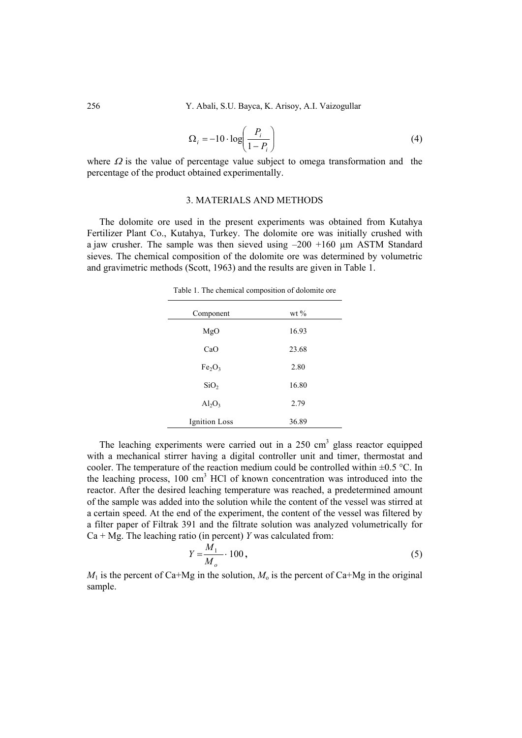$$\Omega_i = -10 \cdot \log\left(\frac{P_i}{1 - P_i}\right) \tag{4}$$

where $\Omega$ is the value of percentage value subject to omega transformation and the percentage of the product obtained experimentally.

## 3. MATERIALS AND METHODS

The dolomite ore used in the present experiments was obtained from Kutahya Fertilizer Plant Co., Kutahya, Turkey. The dolomite ore was initially crushed with a jaw crusher. The sample was then sieved using –200 +160 µm ASTM Standard sieves. The chemical composition of the dolomite ore was determined by volumetric and gravimetric methods (Scott, 1963) and the results are given in Table 1.

Table 1. The chemical composition of dolomite ore

| Component | wt % |
|---|---|
| $MgO$ | 16.93 |
| $CaO$ | 23.68 |
| $Fe_2O_3$ | 2.80 |
| $SiO_2$ | 16.80 |
| $Al_2O_3$ | 2.79 |
| Ignition Loss | 36.89 |

The leaching experiments were carried out in a 250 cm$^3$ glass reactor equipped with a mechanical stirrer having a digital controller unit and timer, thermostat and cooler. The temperature of the reaction medium could be controlled within ±0.5 °C. In the leaching process, 100 cm$^3$ HCl of known concentration was introduced into the reactor. After the desired leaching temperature was reached, a predetermined amount of the sample was added into the solution while the content of the vessel was stirred at a certain speed. At the end of the experiment, the content of the vessel was filtered by a filter paper of Filtrak 391 and the filtrate solution was analyzed volumetrically for Ca + Mg. The leaching ratio (in percent) $Y$ was calculated from:

$$Y = \frac{M_1}{M_o} \cdot 100, \tag{5}$$

$M_1$ is the percent of Ca+Mg in the solution, $M_o$ is the percent of Ca+Mg in the original sample.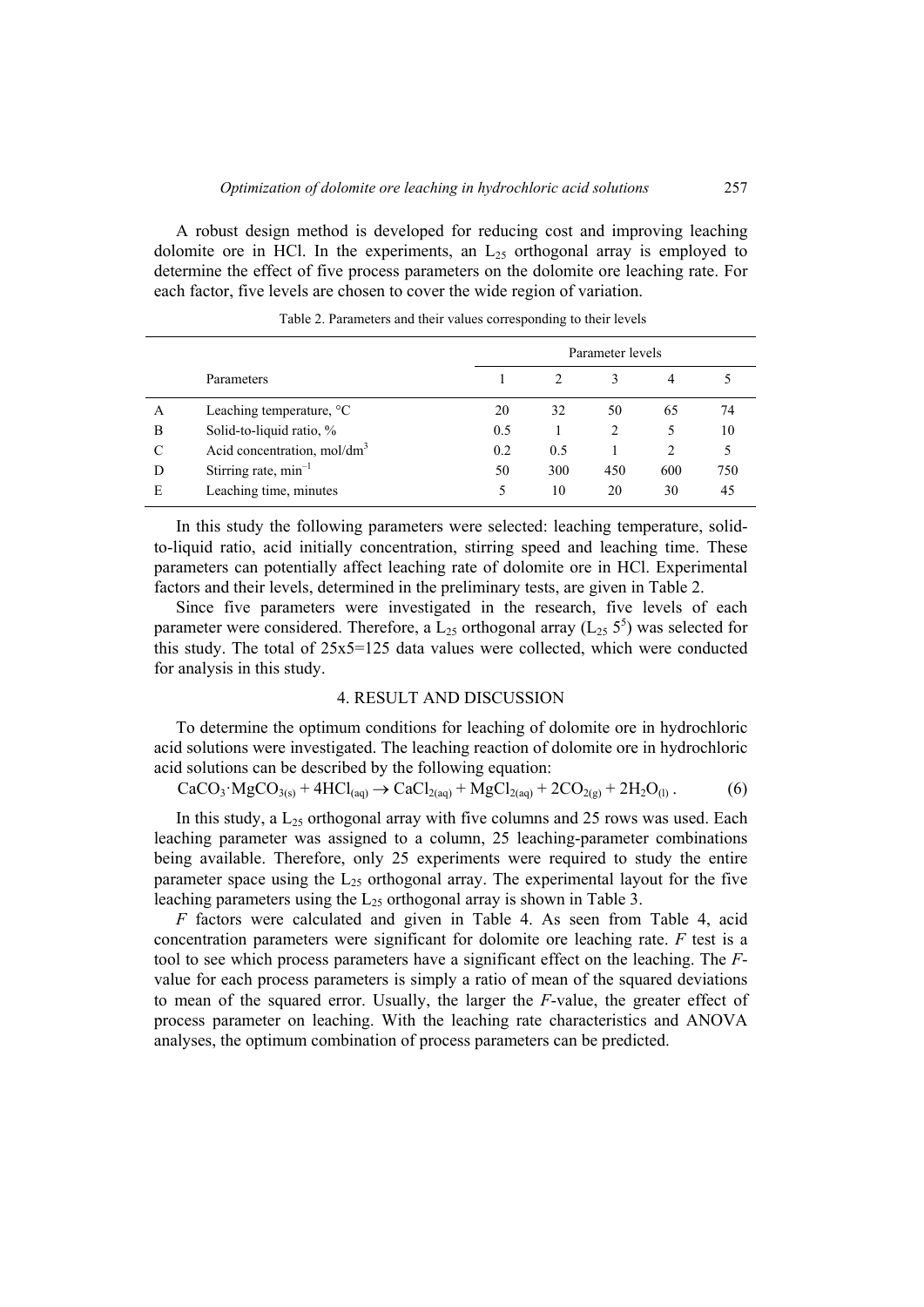A robust design method is developed for reducing cost and improving leaching dolomite ore in HCl. In the experiments, an $L_{25}$ orthogonal array is employed to determine the effect of five process parameters on the dolomite ore leaching rate. For each factor, five levels are chosen to cover the wide region of variation.

Table 2. Parameters and their values corresponding to their levels

| | Parameters | Parameter levels | | | | |
|---|---|---|---|---|---|---|
| | | 1 | 2 | 3 | 4 | 5 |
| A | Leaching temperature, °C | 20 | 32 | 50 | 65 | 74 |
| B | Solid-to-liquid ratio, % | 0.5 | 1 | 2 | 5 | 10 |
| C | Acid concentration, mol/dm$^3$ | 0.2 | 0.5 | 1 | 2 | 5 |
| D | Stirring rate, min$^{-1}$ | 50 | 300 | 450 | 600 | 750 |
| E | Leaching time, minutes | 5 | 10 | 20 | 30 | 45 |

In this study the following parameters were selected: leaching temperature, solid-to-liquid ratio, acid initially concentration, stirring speed and leaching time. These parameters can potentially affect leaching rate of dolomite ore in HCl. Experimental factors and their levels, determined in the preliminary tests, are given in Table 2.

Since five parameters were investigated in the research, five levels of each parameter were considered. Therefore, a $L_{25}$ orthogonal array ($L_{25}$ $5^5$) was selected for this study. The total of 25x5=125 data values were collected, which were conducted for analysis in this study.

## 4. RESULT AND DISCUSSION

To determine the optimum conditions for leaching of dolomite ore in hydrochloric acid solutions were investigated. The leaching reaction of dolomite ore in hydrochloric acid solutions can be described by the following equation:

$$CaCO_3 \cdot MgCO_{3(s)} + 4HCl_{(aq)} \rightarrow CaCl_{2(aq)} + MgCl_{2(aq)} + 2CO_{2(g)} + 2H_2O_{(l)} . \quad (6)$$

In this study, a $L_{25}$ orthogonal array with five columns and 25 rows was used. Each leaching parameter was assigned to a column, 25 leaching-parameter combinations being available. Therefore, only 25 experiments were required to study the entire parameter space using the $L_{25}$ orthogonal array. The experimental layout for the five leaching parameters using the $L_{25}$ orthogonal array is shown in Table 3.

*F* factors were calculated and given in Table 4. As seen from Table 4, acid concentration parameters were significant for dolomite ore leaching rate. *F* test is a tool to see which process parameters have a significant effect on the leaching. The *F*-value for each process parameters is simply a ratio of mean of the squared deviations to mean of the squared error. Usually, the larger the *F*-value, the greater effect of process parameter on leaching. With the leaching rate characteristics and ANOVA analyses, the optimum combination of process parameters can be predicted.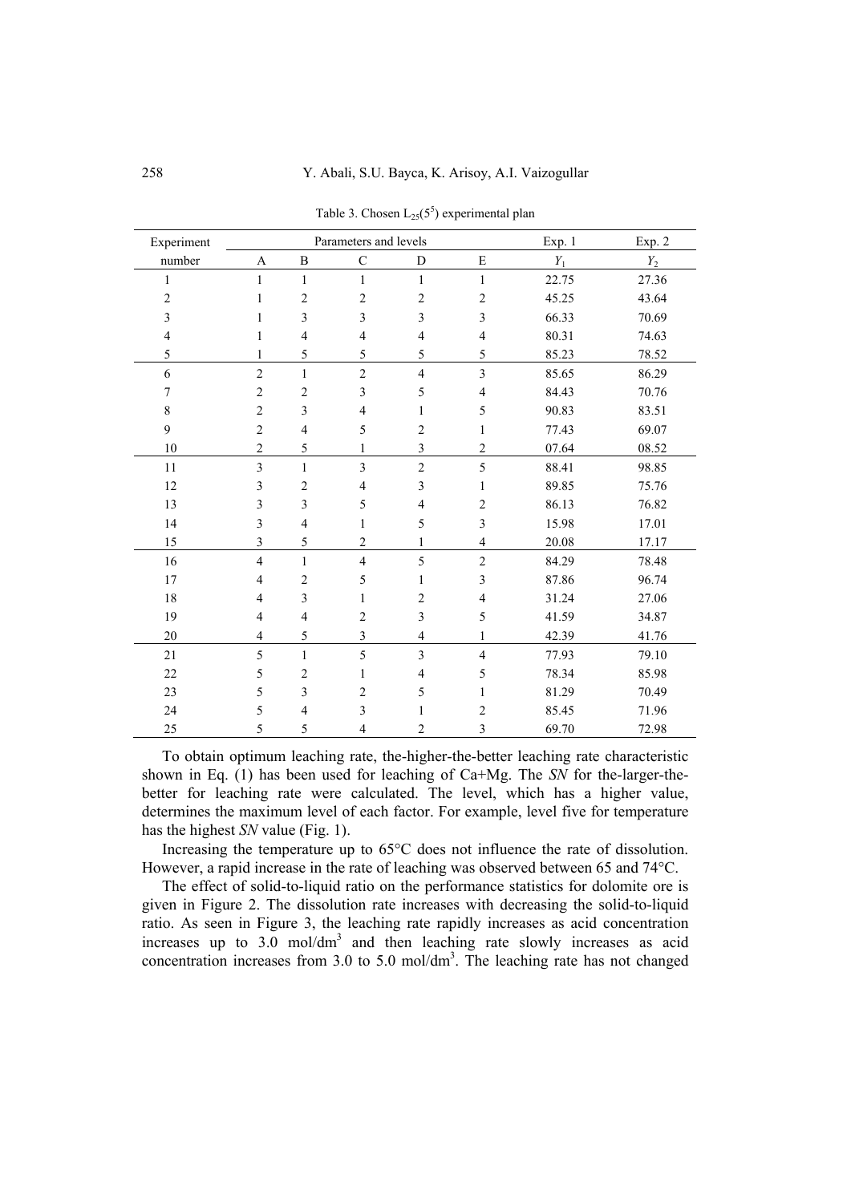Table 3. Chosen $L_{25}(5^5)$ experimental plan

| Experiment number | Parameters and levels | | | | | Exp. 1 | Exp. 2 |
|---|---|---|---|---|---|---|---|
| | A | B | C | D | E | $Y_1$ | $Y_2$ |
| 1 | 1 | 1 | 1 | 1 | 1 | 22.75 | 27.36 |
| 2 | 1 | 2 | 2 | 2 | 2 | 45.25 | 43.64 |
| 3 | 1 | 3 | 3 | 3 | 3 | 66.33 | 70.69 |
| 4 | 1 | 4 | 4 | 4 | 4 | 80.31 | 74.63 |
| 5 | 1 | 5 | 5 | 5 | 5 | 85.23 | 78.52 |
| 6 | 2 | 1 | 2 | 4 | 3 | 85.65 | 86.29 |
| 7 | 2 | 2 | 3 | 5 | 4 | 84.43 | 70.76 |
| 8 | 2 | 3 | 4 | 1 | 5 | 90.83 | 83.51 |
| 9 | 2 | 4 | 5 | 2 | 1 | 77.43 | 69.07 |
| 10 | 2 | 5 | 1 | 3 | 2 | 07.64 | 08.52 |
| 11 | 3 | 1 | 3 | 2 | 5 | 88.41 | 98.85 |
| 12 | 3 | 2 | 4 | 3 | 1 | 89.85 | 75.76 |
| 13 | 3 | 3 | 5 | 4 | 2 | 86.13 | 76.82 |
| 14 | 3 | 4 | 1 | 5 | 3 | 15.98 | 17.01 |
| 15 | 3 | 5 | 2 | 1 | 4 | 20.08 | 17.17 |
| 16 | 4 | 1 | 4 | 5 | 2 | 84.29 | 78.48 |
| 17 | 4 | 2 | 5 | 1 | 3 | 87.86 | 96.74 |
| 18 | 4 | 3 | 1 | 2 | 4 | 31.24 | 27.06 |
| 19 | 4 | 4 | 2 | 3 | 5 | 41.59 | 34.87 |
| 20 | 4 | 5 | 3 | 4 | 1 | 42.39 | 41.76 |
| 21 | 5 | 1 | 5 | 3 | 4 | 77.93 | 79.10 |
| 22 | 5 | 2 | 1 | 4 | 5 | 78.34 | 85.98 |
| 23 | 5 | 3 | 2 | 5 | 1 | 81.29 | 70.49 |
| 24 | 5 | 4 | 3 | 1 | 2 | 85.45 | 71.96 |
| 25 | 5 | 5 | 4 | 2 | 3 | 69.70 | 72.98 |

To obtain optimum leaching rate, the-higher-the-better leaching rate characteristic shown in Eq. (1) has been used for leaching of Ca+Mg. The *SN* for the-larger-the-better for leaching rate were calculated. The level, which has a higher value, determines the maximum level of each factor. For example, level five for temperature has the highest *SN* value (Fig. 1).

Increasing the temperature up to 65°C does not influence the rate of dissolution. However, a rapid increase in the rate of leaching was observed between 65 and 74°C.

The effect of solid-to-liquid ratio on the performance statistics for dolomite ore is given in Figure 2. The dissolution rate increases with decreasing the solid-to-liquid ratio. As seen in Figure 3, the leaching rate rapidly increases as acid concentration increases up to 3.0 mol/dm$^3$ and then leaching rate slowly increases as acid concentration increases from 3.0 to 5.0 mol/dm$^3$. The leaching rate has not changed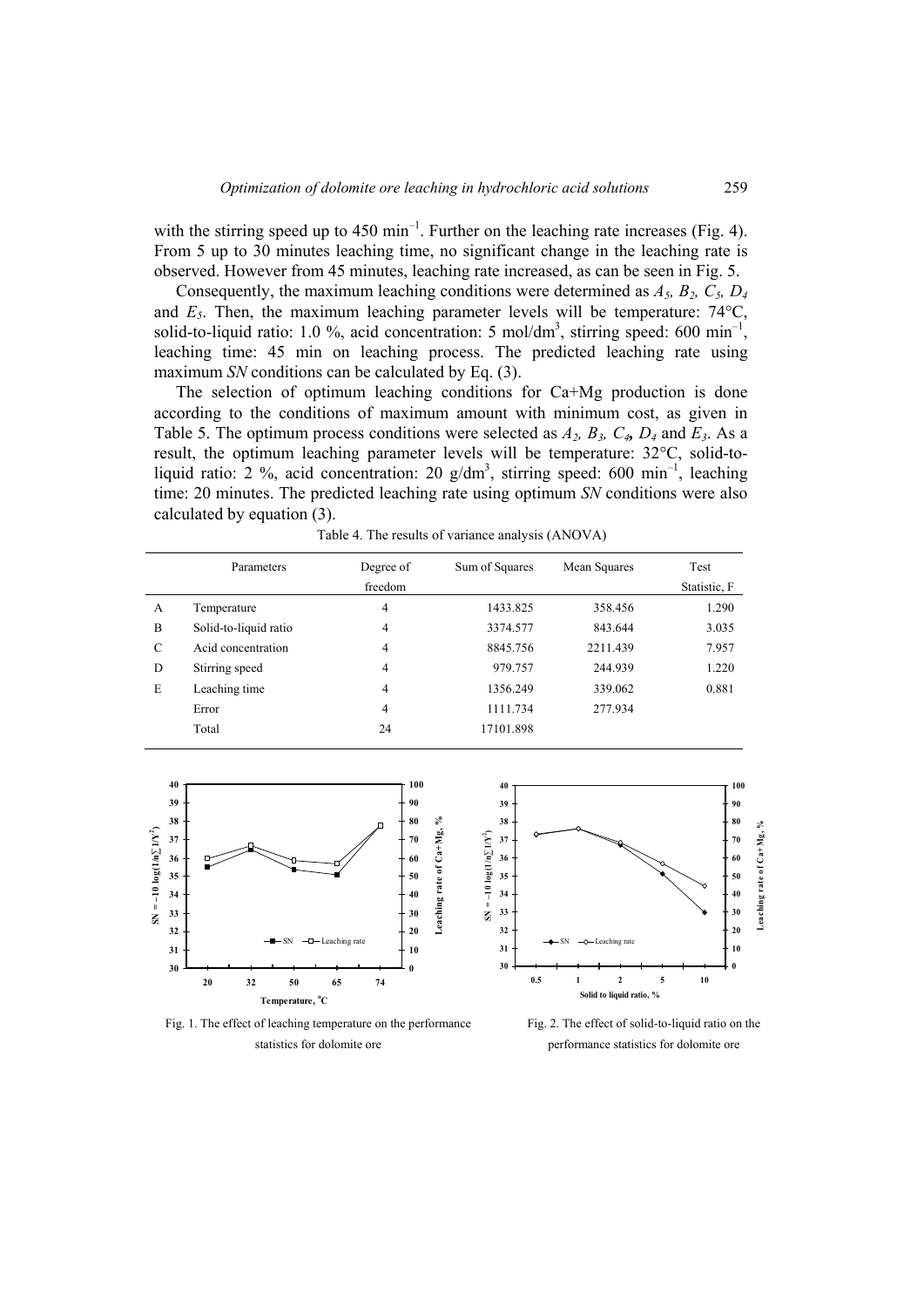with the stirring speed up to 450 $min^{-1}$. Further on the leaching rate increases (Fig. 4). From 5 up to 30 minutes leaching time, no significant change in the leaching rate is observed. However from 45 minutes, leaching rate increased, as can be seen in Fig. 5.

Consequently, the maximum leaching conditions were determined as $A_5$, $B_2$, $C_5$, $D_4$ and $E_5$. Then, the maximum leaching parameter levels will be temperature: 74°C, solid-to-liquid ratio: 1.0 %, acid concentration: 5 mol/$dm^3$, stirring speed: 600 $min^{-1}$, leaching time: 45 min on leaching process. The predicted leaching rate using maximum *SN* conditions can be calculated by Eq. (3).

The selection of optimum leaching conditions for Ca+Mg production is done according to the conditions of maximum amount with minimum cost, as given in Table 5. The optimum process conditions were selected as $A_2$, $B_3$, $C_4$, $D_4$ and $E_3$. As a result, the optimum leaching parameter levels will be temperature: 32°C, solid-to-liquid ratio: 2 %, acid concentration: 20 g/$dm^3$, stirring speed: 600 $min^{-1}$, leaching time: 20 minutes. The predicted leaching rate using optimum *SN* conditions were also calculated by equation (3).

Table 4. The results of variance analysis (ANOVA)

| | Parameters | Degree of freedom | Sum of Squares | Mean Squares | Test Statistic, F |
|---|---|---|---|---|---|
| A | Temperature | 4 | 1433.825 | 358.456 | 1.290 |
| B | Solid-to-liquid ratio | 4 | 3374.577 | 843.644 | 3.035 |
| C | Acid concentration | 4 | 8845.756 | 2211.439 | 7.957 |
| D | Stirring speed | 4 | 979.757 | 244.939 | 1.220 |
| E | Leaching time | 4 | 1356.249 | 339.062 | 0.881 |
| | Error | 4 | 1111.734 | 277.934 | |
| | Total | 24 | 17101.898 | | |

Fig. 1. The effect of leaching temperature on the performance statistics for dolomite ore

Fig. 2. The effect of solid-to-liquid ratio on the performance statistics for dolomite ore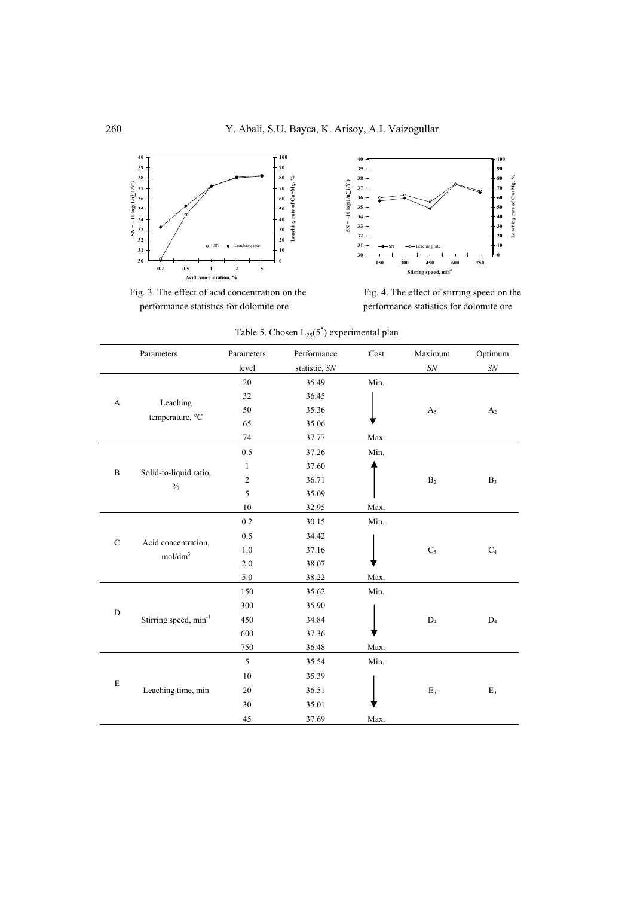Fig. 3. The effect of acid concentration on the performance statistics for dolomite ore

Fig. 4. The effect of stirring speed on the performance statistics for dolomite ore

Table 5. Chosen $L_{25}(5^5)$ experimental plan

| | Parameters | Parameters level | Performance statistic, *SN* | Cost | Maximum *SN* | Optimum *SN* |
|---|---|---|---|---|---|---|
| A | Leaching temperature, °C | 20 | 35.49 | Min. | $A_5$ | $A_2$ |
| | | 32 | 36.45 | ↓ | | |
| | | 50 | 35.36 | | | |
| | | 65 | 35.06 | | | |
| | | 74 | 37.77 | Max. | | |
| B | Solid-to-liquid ratio, % | 0.5 | 37.26 | Min. | $B_2$ | $B_3$ |
| | | 1 | 37.60 | ↑ | | |
| | | 2 | 36.71 | | | |
| | | 5 | 35.09 | | | |
| | | 10 | 32.95 | Max. | | |
| C | Acid concentration, mol/dm³ | 0.2 | 30.15 | Min. | $C_5$ | $C_4$ |
| | | 0.5 | 34.42 | ↓ | | |
| | | 1.0 | 37.16 | | | |
| | | 2.0 | 38.07 | | | |
| | | 5.0 | 38.22 | Max. | | |
| D | Stirring speed, min⁻¹ | 150 | 35.62 | Min. | $D_4$ | $D_4$ |
| | | 300 | 35.90 | ↓ | | |
| | | 450 | 34.84 | | | |
| | | 600 | 37.36 | | | |
| | | 750 | 36.48 | Max. | | |
| E | Leaching time, min | 5 | 35.54 | Min. | $E_5$ | $E_3$ |
| | | 10 | 35.39 | ↓ | | |
| | | 20 | 36.51 | | | |
| | | 30 | 35.01 | | | |
| | | 45 | 37.69 | Max. | | |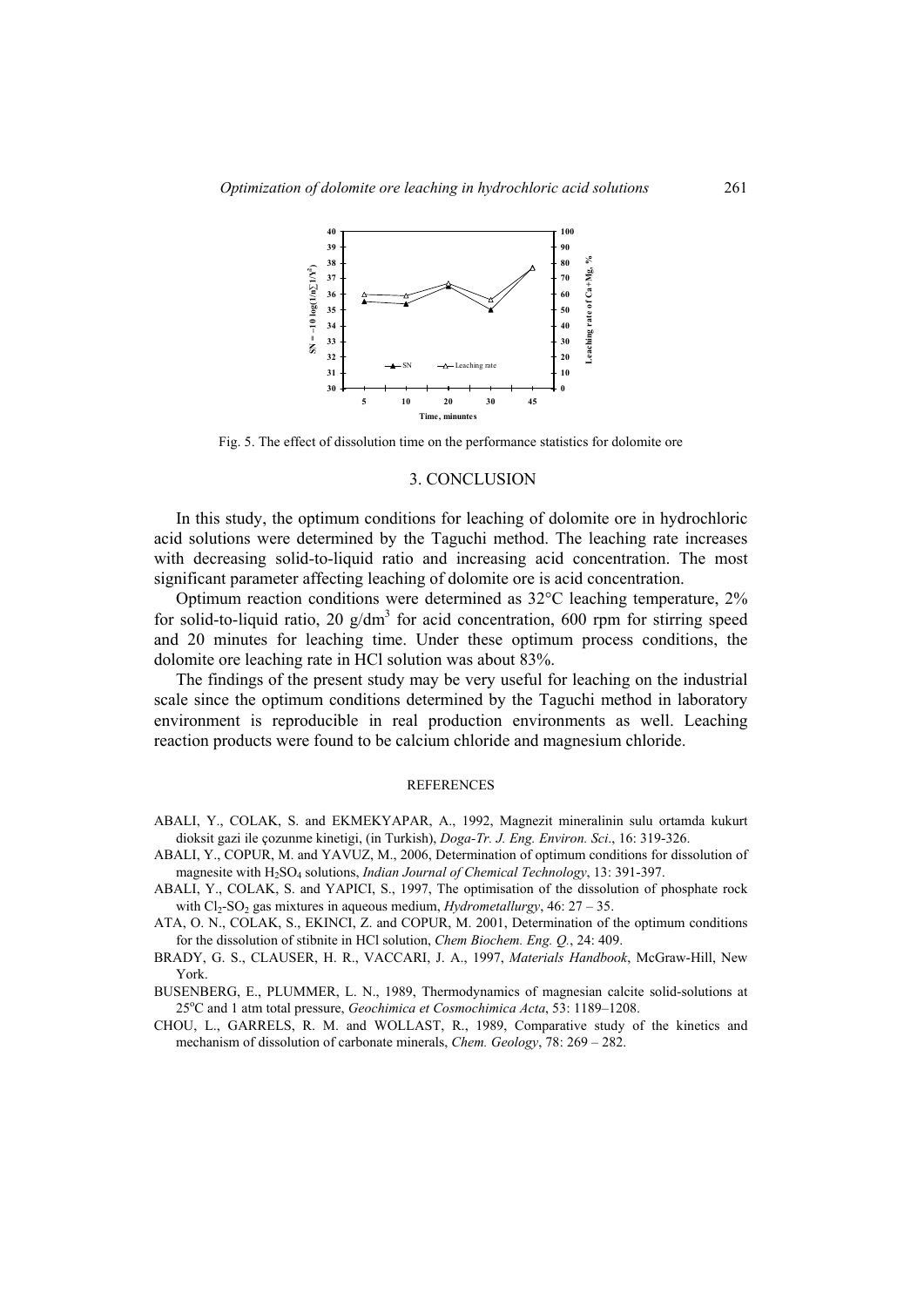Fig. 5. The effect of dissolution time on the performance statistics for dolomite ore

## 3. CONCLUSION

In this study, the optimum conditions for leaching of dolomite ore in hydrochloric acid solutions were determined by the Taguchi method. The leaching rate increases with decreasing solid-to-liquid ratio and increasing acid concentration. The most significant parameter affecting leaching of dolomite ore is acid concentration.

Optimum reaction conditions were determined as 32°C leaching temperature, 2% for solid-to-liquid ratio, 20 $g/dm^3$ for acid concentration, 600 rpm for stirring speed and 20 minutes for leaching time. Under these optimum process conditions, the dolomite ore leaching rate in HCl solution was about 83%.

The findings of the present study may be very useful for leaching on the industrial scale since the optimum conditions determined by the Taguchi method in laboratory environment is reproducible in real production environments as well. Leaching reaction products were found to be calcium chloride and magnesium chloride.

## REFERENCES

ABALI, Y., COLAK, S. and EKMEKYAPAR, A., 1992, Magnezit mineralinin sulu ortamda kukurt dioksit gazi ile çozunme kinetigi, (in Turkish), *Doga-Tr. J. Eng. Environ. Sci.*, 16: 319-326.

ABALI, Y., COPUR, M. and YAVUZ, M., 2006, Determination of optimum conditions for dissolution of magnesite with $H_2SO_4$ solutions, *Indian Journal of Chemical Technology*, 13: 391-397.

ABALI, Y., COLAK, S. and YAPICI, S., 1997, The optimisation of the dissolution of phosphate rock with $Cl_2$-$SO_2$ gas mixtures in aqueous medium, *Hydrometallurgy*, 46: 27 – 35.

ATA, O. N., COLAK, S., EKINCI, Z. and COPUR, M. 2001, Determination of the optimum conditions for the dissolution of stibnite in HCl solution, *Chem Biochem. Eng. Q.*, 24: 409.

BRADY, G. S., CLAUSER, H. R., VACCARI, J. A., 1997, *Materials Handbook*, McGraw-Hill, New York.

BUSENBERG, E., PLUMMER, L. N., 1989, Thermodynamics of magnesian calcite solid-solutions at 25°C and 1 atm total pressure, *Geochimica et Cosmochimica Acta*, 53: 1189–1208.

CHOU, L., GARRELS, R. M. and WOLLAST, R., 1989, Comparative study of the kinetics and mechanism of dissolution of carbonate minerals, *Chem. Geology*, 78: 269 – 282.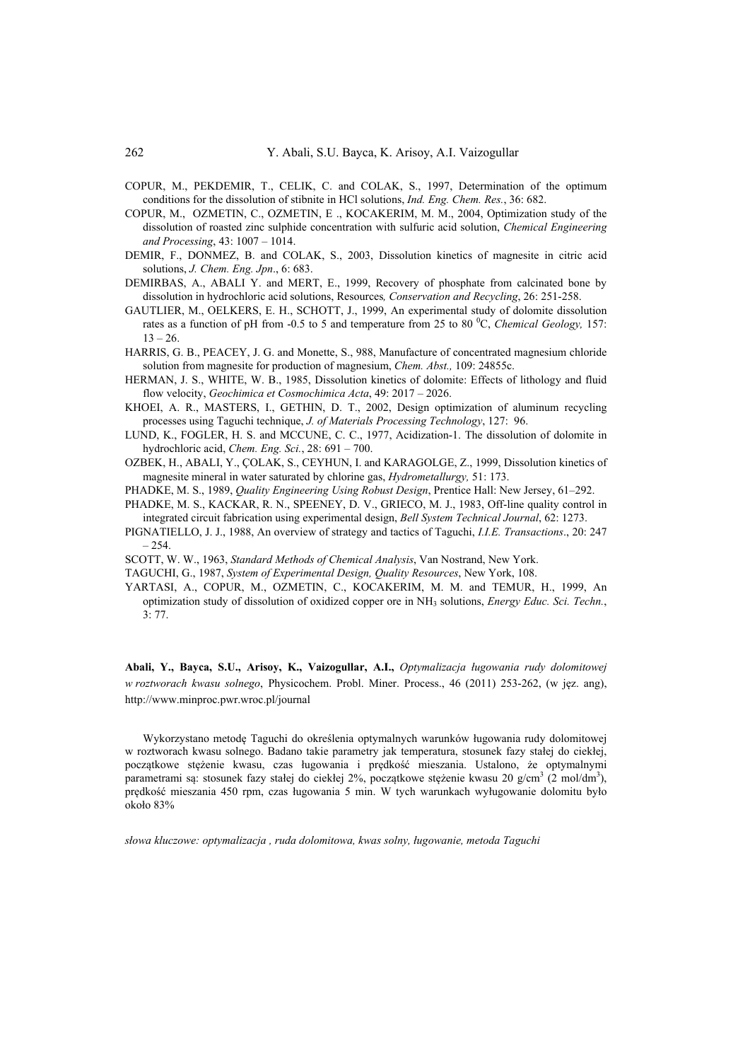COPUR, M., PEKDEMIR, T., CELIK, C. and COLAK, S., 1997, Determination of the optimum conditions for the dissolution of stibnite in HCl solutions, *Ind. Eng. Chem. Res.*, 36: 682.

COPUR, M., OZMETIN, C., OZMETIN, E ., KOCAKERIM, M. M., 2004, Optimization study of the dissolution of roasted zinc sulphide concentration with sulfuric acid solution, *Chemical Engineering and Processing*, 43: 1007 – 1014.

DEMIR, F., DONMEZ, B. and COLAK, S., 2003, Dissolution kinetics of magnesite in citric acid solutions, *J. Chem. Eng. Jpn*., 6: 683.

DEMIRBAS, A., ABALI Y. and MERT, E., 1999, Recovery of phosphate from calcinated bone by dissolution in hydrochloric acid solutions, Resources*, Conservation and Recycling*, 26: 251-258.

GAUTLIER, M., OELKERS, E. H., SCHOTT, J., 1999, An experimental study of dolomite dissolution rates as a function of pH from -0.5 to 5 and temperature from 25 to 80 $^0$C, *Chemical Geology,* 157: 13 – 26.

HARRIS, G. B., PEACEY, J. G. and Monette, S., 988, Manufacture of concentrated magnesium chloride solution from magnesite for production of magnesium, *Chem. Abst.,* 109: 24855c.

HERMAN, J. S., WHITE, W. B., 1985, Dissolution kinetics of dolomite: Effects of lithology and fluid flow velocity, *Geochimica et Cosmochimica Acta*, 49: 2017 – 2026.

KHOEI, A. R., MASTERS, I., GETHIN, D. T., 2002, Design optimization of aluminum recycling processes using Taguchi technique, *J. of Materials Processing Technology*, 127: 96.

LUND, K., FOGLER, H. S. and MCCUNE, C. C., 1977, Acidization-1. The dissolution of dolomite in hydrochloric acid, *Chem. Eng. Sci.*, 28: 691 – 700.

OZBEK, H., ABALI, Y., ÇOLAK, S., CEYHUN, I. and KARAGOLGE, Z., 1999, Dissolution kinetics of magnesite mineral in water saturated by chlorine gas, *Hydrometallurgy,* 51: 173.

PHADKE, M. S., 1989, *Quality Engineering Using Robust Design*, Prentice Hall: New Jersey, 61–292.

PHADKE, M. S., KACKAR, R. N., SPEENEY, D. V., GRIECO, M. J., 1983, Off-line quality control in integrated circuit fabrication using experimental design, *Bell System Technical Journal*, 62: 1273.

PIGNATIELLO, J. J., 1988, An overview of strategy and tactics of Taguchi, *I.I.E. Transactions*., 20: 247 – 254.

SCOTT, W. W., 1963, *Standard Methods of Chemical Analysis*, Van Nostrand, New York.

TAGUCHI, G., 1987, *System of Experimental Design, Quality Resources*, New York, 108.

YARTASI, A., COPUR, M., OZMETIN, C., KOCAKERIM, M. M. and TEMUR, H., 1999, An optimization study of dissolution of oxidized copper ore in $NH_3$ solutions, *Energy Educ. Sci. Techn.*, 3: 77.

**Abali, Y., Bayca, S.U., Arisoy, K., Vaizogullar, A.I.,** *Optymalizacja ługowania rudy dolomitowej w roztworach kwasu solnego*, Physicochem. Probl. Miner. Process., 46 (2011) 253-262, (w jęz. ang), http://www.minproc.pwr.wroc.pl/journal

Wykorzystano metodę Taguchi do określenia optymalnych warunków ługowania rudy dolomitowej w roztworach kwasu solnego. Badano takie parametry jak temperatura, stosunek fazy stałej do ciekłej, początkowe stężenie kwasu, czas ługowania i prędkość mieszania. Ustalono, że optymalnymi parametrami są: stosunek fazy stałej do ciekłej 2%, początkowe stężenie kwasu 20 g/cm$^3$ (2 mol/dm$^3$), prędkość mieszania 450 rpm, czas ługowania 5 min. W tych warunkach wyługowanie dolomitu było około 83%

*słowa kluczowe: optymalizacja , ruda dolomitowa, kwas solny, ługowanie, metoda Taguchi*